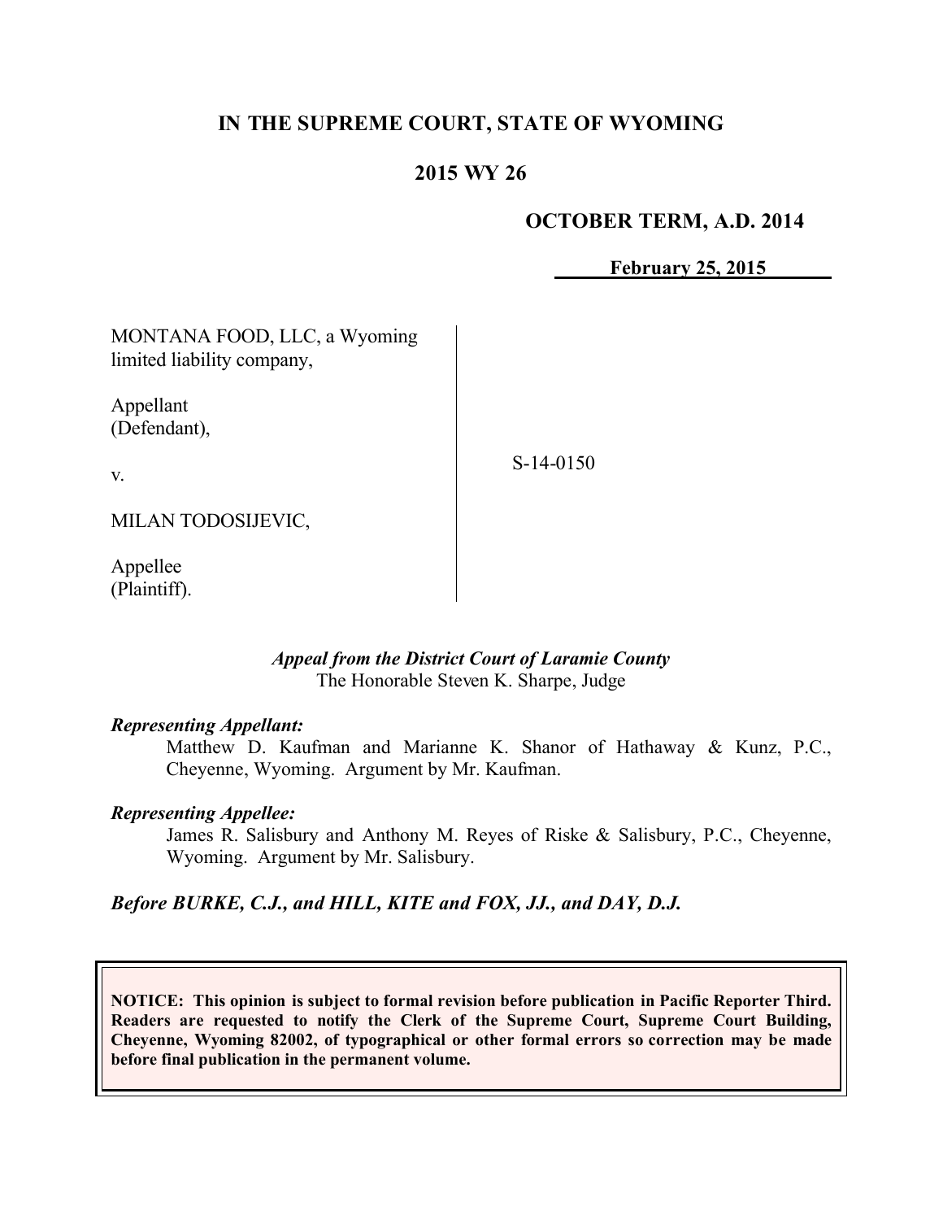# IN THE SUPREME COURT, STATE OF WYOMING

## 2015 WY 26

**OCTOBER TERM, A.D. 2014**

**February 25, 2015**

| | |
|---|---|
| MONTANA FOOD, LLC, a Wyoming limited liability company,<br><br>Appellant (Defendant),<br><br>v.<br><br>MILAN TODOSIJEVIC,<br><br>Appellee (Plaintiff). | S-14-0150 |

*Appeal from the District Court of Laramie County*
The Honorable Steven K. Sharpe, Judge

***Representing Appellant:***
Matthew D. Kaufman and Marianne K. Shanor of Hathaway & Kunz, P.C., Cheyenne, Wyoming. Argument by Mr. Kaufman.

***Representing Appellee:***
James R. Salisbury and Anthony M. Reyes of Riske & Salisbury, P.C., Cheyenne, Wyoming. Argument by Mr. Salisbury.

***Before BURKE, C.J., and HILL, KITE and FOX, JJ., and DAY, D.J.***

**NOTICE: This opinion is subject to formal revision before publication in Pacific Reporter Third. Readers are requested to notify the Clerk of the Supreme Court, Supreme Court Building, Cheyenne, Wyoming 82002, of typographical or other formal errors so correction may be made before final publication in the permanent volume.**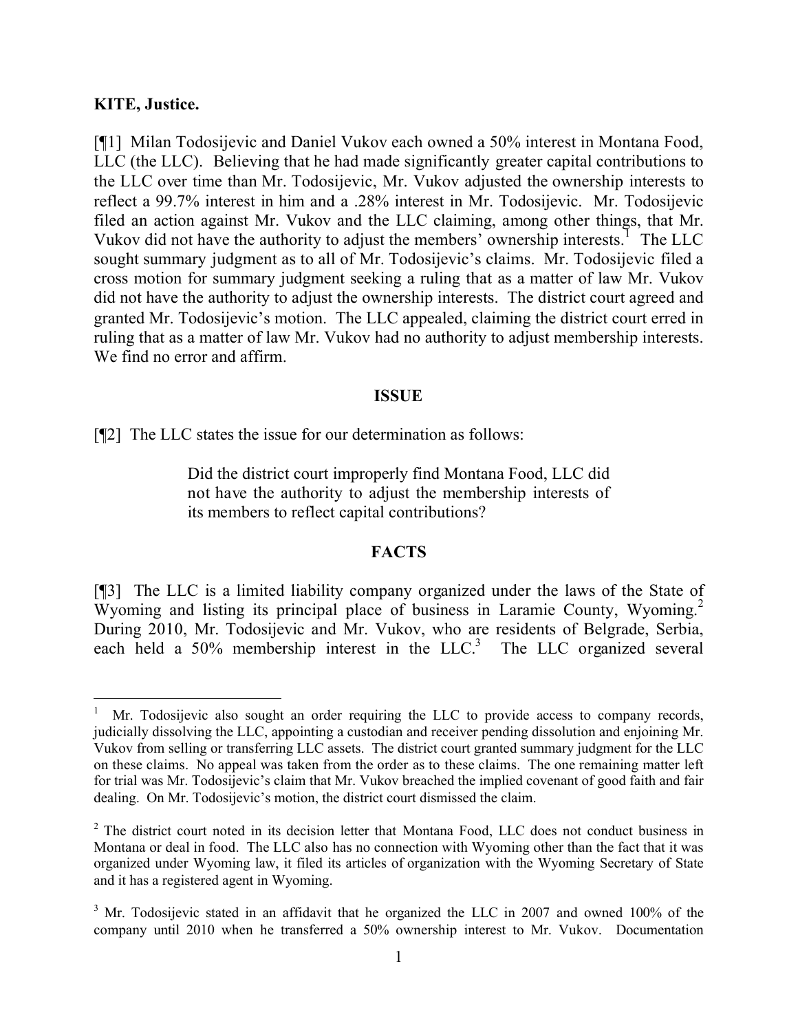**KITE, Justice.**

[¶1] Milan Todosijevic and Daniel Vukov each owned a 50% interest in Montana Food, LLC (the LLC). Believing that he had made significantly greater capital contributions to the LLC over time than Mr. Todosijevic, Mr. Vukov adjusted the ownership interests to reflect a 99.7% interest in him and a .28% interest in Mr. Todosijevic. Mr. Todosijevic filed an action against Mr. Vukov and the LLC claiming, among other things, that Mr. Vukov did not have the authority to adjust the members' ownership interests.[1] The LLC sought summary judgment as to all of Mr. Todosijevic's claims. Mr. Todosijevic filed a cross motion for summary judgment seeking a ruling that as a matter of law Mr. Vukov did not have the authority to adjust the ownership interests. The district court agreed and granted Mr. Todosijevic's motion. The LLC appealed, claiming the district court erred in ruling that as a matter of law Mr. Vukov had no authority to adjust membership interests. We find no error and affirm.

## ISSUE

[¶2] The LLC states the issue for our determination as follows:

> Did the district court improperly find Montana Food, LLC did not have the authority to adjust the membership interests of its members to reflect capital contributions?

## FACTS

[¶3] The LLC is a limited liability company organized under the laws of the State of Wyoming and listing its principal place of business in Laramie County, Wyoming.[2] During 2010, Mr. Todosijevic and Mr. Vukov, who are residents of Belgrade, Serbia, each held a 50% membership interest in the LLC.[3] The LLC organized several

---

[1] Mr. Todosijevic also sought an order requiring the LLC to provide access to company records, judicially dissolving the LLC, appointing a custodian and receiver pending dissolution and enjoining Mr. Vukov from selling or transferring LLC assets. The district court granted summary judgment for the LLC on these claims. No appeal was taken from the order as to these claims. The one remaining matter left for trial was Mr. Todosijevic's claim that Mr. Vukov breached the implied covenant of good faith and fair dealing. On Mr. Todosijevic's motion, the district court dismissed the claim.

[2] The district court noted in its decision letter that Montana Food, LLC does not conduct business in Montana or deal in food. The LLC also has no connection with Wyoming other than the fact that it was organized under Wyoming law, it filed its articles of organization with the Wyoming Secretary of State and it has a registered agent in Wyoming.

[3] Mr. Todosijevic stated in an affidavit that he organized the LLC in 2007 and owned 100% of the company until 2010 when he transferred a 50% ownership interest to Mr. Vukov. Documentation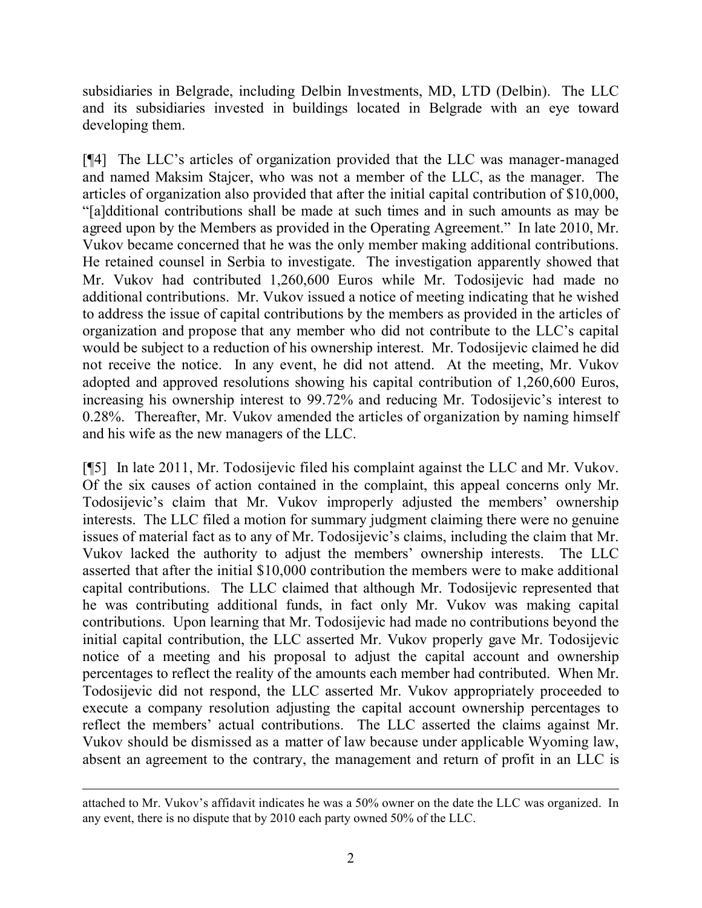subsidiaries in Belgrade, including Delbin Investments, MD, LTD (Delbin). The LLC and its subsidiaries invested in buildings located in Belgrade with an eye toward developing them.

[¶4] The LLC's articles of organization provided that the LLC was manager-managed and named Maksim Stajcer, who was not a member of the LLC, as the manager. The articles of organization also provided that after the initial capital contribution of $10,000, "[a]dditional contributions shall be made at such times and in such amounts as may be agreed upon by the Members as provided in the Operating Agreement." In late 2010, Mr. Vukov became concerned that he was the only member making additional contributions. He retained counsel in Serbia to investigate. The investigation apparently showed that Mr. Vukov had contributed 1,260,600 Euros while Mr. Todosijevic had made no additional contributions. Mr. Vukov issued a notice of meeting indicating that he wished to address the issue of capital contributions by the members as provided in the articles of organization and propose that any member who did not contribute to the LLC's capital would be subject to a reduction of his ownership interest. Mr. Todosijevic claimed he did not receive the notice. In any event, he did not attend. At the meeting, Mr. Vukov adopted and approved resolutions showing his capital contribution of 1,260,600 Euros, increasing his ownership interest to 99.72% and reducing Mr. Todosijevic's interest to 0.28%. Thereafter, Mr. Vukov amended the articles of organization by naming himself and his wife as the new managers of the LLC.

[¶5] In late 2011, Mr. Todosijevic filed his complaint against the LLC and Mr. Vukov. Of the six causes of action contained in the complaint, this appeal concerns only Mr. Todosijevic's claim that Mr. Vukov improperly adjusted the members' ownership interests. The LLC filed a motion for summary judgment claiming there were no genuine issues of material fact as to any of Mr. Todosijevic's claims, including the claim that Mr. Vukov lacked the authority to adjust the members' ownership interests. The LLC asserted that after the initial $10,000 contribution the members were to make additional capital contributions. The LLC claimed that although Mr. Todosijevic represented that he was contributing additional funds, in fact only Mr. Vukov was making capital contributions. Upon learning that Mr. Todosijevic had made no contributions beyond the initial capital contribution, the LLC asserted Mr. Vukov properly gave Mr. Todosijevic notice of a meeting and his proposal to adjust the capital account and ownership percentages to reflect the reality of the amounts each member had contributed. When Mr. Todosijevic did not respond, the LLC asserted Mr. Vukov appropriately proceeded to execute a company resolution adjusting the capital account ownership percentages to reflect the members' actual contributions. The LLC asserted the claims against Mr. Vukov should be dismissed as a matter of law because under applicable Wyoming law, absent an agreement to the contrary, the management and return of profit in an LLC is

---

attached to Mr. Vukov's affidavit indicates he was a 50% owner on the date the LLC was organized. In any event, there is no dispute that by 2010 each party owned 50% of the LLC.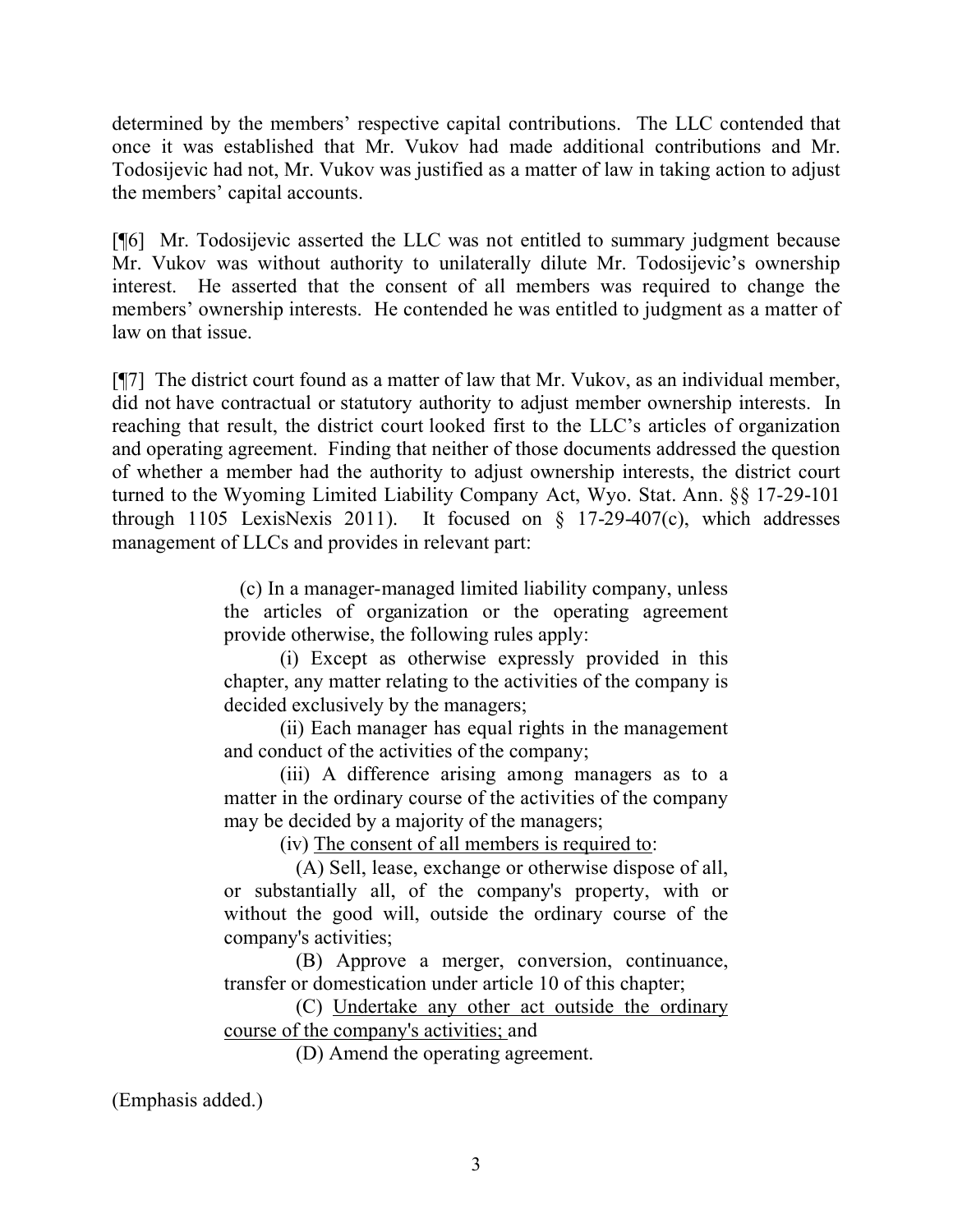determined by the members' respective capital contributions. The LLC contended that once it was established that Mr. Vukov had made additional contributions and Mr. Todosijevic had not, Mr. Vukov was justified as a matter of law in taking action to adjust the members' capital accounts.

[¶6] Mr. Todosijevic asserted the LLC was not entitled to summary judgment because Mr. Vukov was without authority to unilaterally dilute Mr. Todosijevic's ownership interest. He asserted that the consent of all members was required to change the members' ownership interests. He contended he was entitled to judgment as a matter of law on that issue.

[¶7] The district court found as a matter of law that Mr. Vukov, as an individual member, did not have contractual or statutory authority to adjust member ownership interests. In reaching that result, the district court looked first to the LLC's articles of organization and operating agreement. Finding that neither of those documents addressed the question of whether a member had the authority to adjust ownership interests, the district court turned to the Wyoming Limited Liability Company Act, Wyo. Stat. Ann. §§ 17-29-101 through 1105 LexisNexis 2011). It focused on § 17-29-407(c), which addresses management of LLCs and provides in relevant part:

> (c) In a manager-managed limited liability company, unless the articles of organization or the operating agreement provide otherwise, the following rules apply:
>
> (i) Except as otherwise expressly provided in this chapter, any matter relating to the activities of the company is decided exclusively by the managers;
>
> (ii) Each manager has equal rights in the management and conduct of the activities of the company;
>
> (iii) A difference arising among managers as to a matter in the ordinary course of the activities of the company may be decided by a majority of the managers;
>
> (iv) <u>The consent of all members is required to</u>:
>
> (A) Sell, lease, exchange or otherwise dispose of all, or substantially all, of the company's property, with or without the good will, outside the ordinary course of the company's activities;
>
> (B) Approve a merger, conversion, continuance, transfer or domestication under article 10 of this chapter;
>
> (C) <u>Undertake any other act outside the ordinary course of the company's activities;</u> and
>
> (D) Amend the operating agreement.

(Emphasis added.)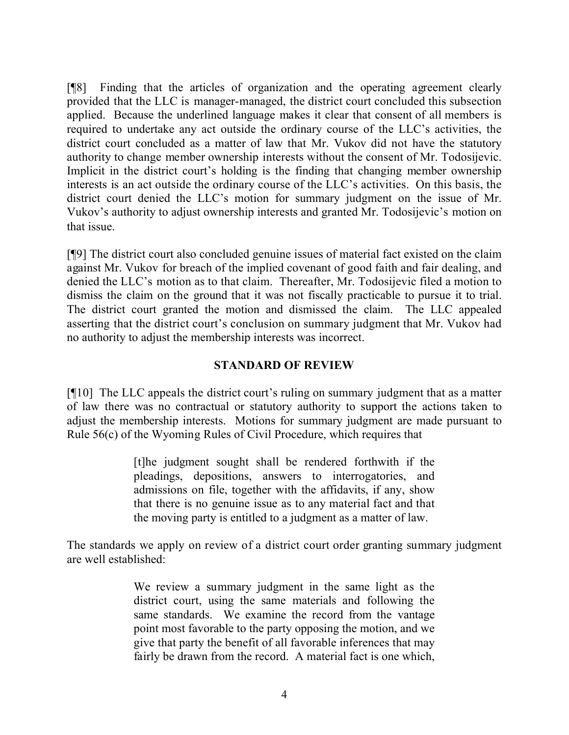[¶8] Finding that the articles of organization and the operating agreement clearly provided that the LLC is manager-managed, the district court concluded this subsection applied. Because the underlined language makes it clear that consent of all members is required to undertake any act outside the ordinary course of the LLC's activities, the district court concluded as a matter of law that Mr. Vukov did not have the statutory authority to change member ownership interests without the consent of Mr. Todosijevic. Implicit in the district court's holding is the finding that changing member ownership interests is an act outside the ordinary course of the LLC's activities. On this basis, the district court denied the LLC's motion for summary judgment on the issue of Mr. Vukov's authority to adjust ownership interests and granted Mr. Todosijevic's motion on that issue.

[¶9] The district court also concluded genuine issues of material fact existed on the claim against Mr. Vukov for breach of the implied covenant of good faith and fair dealing, and denied the LLC's motion as to that claim. Thereafter, Mr. Todosijevic filed a motion to dismiss the claim on the ground that it was not fiscally practicable to pursue it to trial. The district court granted the motion and dismissed the claim. The LLC appealed asserting that the district court's conclusion on summary judgment that Mr. Vukov had no authority to adjust the membership interests was incorrect.

## STANDARD OF REVIEW

[¶10] The LLC appeals the district court's ruling on summary judgment that as a matter of law there was no contractual or statutory authority to support the actions taken to adjust the membership interests. Motions for summary judgment are made pursuant to Rule 56(c) of the Wyoming Rules of Civil Procedure, which requires that

> [t]he judgment sought shall be rendered forthwith if the pleadings, depositions, answers to interrogatories, and admissions on file, together with the affidavits, if any, show that there is no genuine issue as to any material fact and that the moving party is entitled to a judgment as a matter of law.

The standards we apply on review of a district court order granting summary judgment are well established:

> We review a summary judgment in the same light as the district court, using the same materials and following the same standards. We examine the record from the vantage point most favorable to the party opposing the motion, and we give that party the benefit of all favorable inferences that may fairly be drawn from the record. A material fact is one which,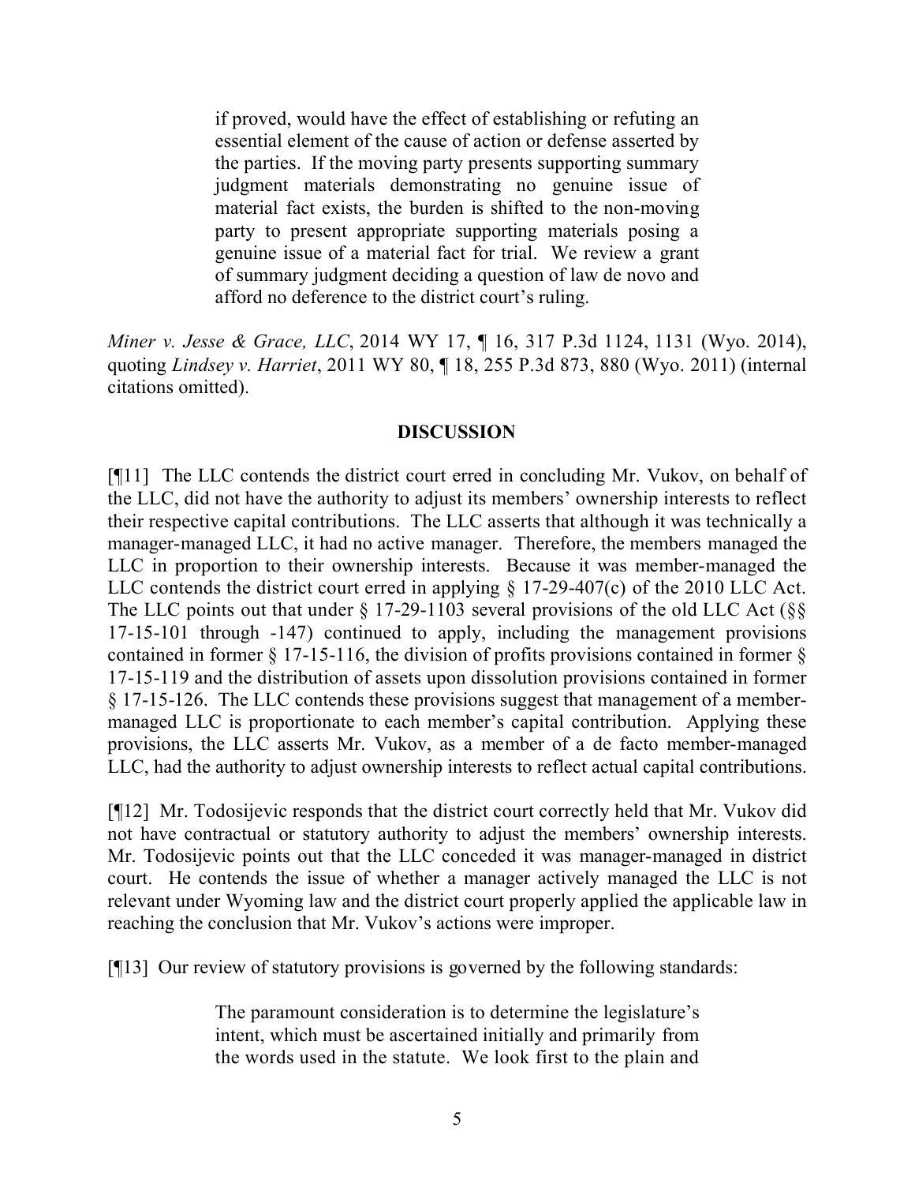> if proved, would have the effect of establishing or refuting an essential element of the cause of action or defense asserted by the parties. If the moving party presents supporting summary judgment materials demonstrating no genuine issue of material fact exists, the burden is shifted to the non-moving party to present appropriate supporting materials posing a genuine issue of a material fact for trial. We review a grant of summary judgment deciding a question of law de novo and afford no deference to the district court's ruling.

*Miner v. Jesse & Grace, LLC*, 2014 WY 17, ¶ 16, 317 P.3d 1124, 1131 (Wyo. 2014), quoting *Lindsey v. Harriet*, 2011 WY 80, ¶ 18, 255 P.3d 873, 880 (Wyo. 2011) (internal citations omitted).

## DISCUSSION

[¶11] The LLC contends the district court erred in concluding Mr. Vukov, on behalf of the LLC, did not have the authority to adjust its members' ownership interests to reflect their respective capital contributions. The LLC asserts that although it was technically a manager-managed LLC, it had no active manager. Therefore, the members managed the LLC in proportion to their ownership interests. Because it was member-managed the LLC contends the district court erred in applying § 17-29-407(c) of the 2010 LLC Act. The LLC points out that under § 17-29-1103 several provisions of the old LLC Act (§§ 17-15-101 through -147) continued to apply, including the management provisions contained in former § 17-15-116, the division of profits provisions contained in former § 17-15-119 and the distribution of assets upon dissolution provisions contained in former § 17-15-126. The LLC contends these provisions suggest that management of a member-managed LLC is proportionate to each member's capital contribution. Applying these provisions, the LLC asserts Mr. Vukov, as a member of a de facto member-managed LLC, had the authority to adjust ownership interests to reflect actual capital contributions.

[¶12] Mr. Todosijevic responds that the district court correctly held that Mr. Vukov did not have contractual or statutory authority to adjust the members' ownership interests. Mr. Todosijevic points out that the LLC conceded it was manager-managed in district court. He contends the issue of whether a manager actively managed the LLC is not relevant under Wyoming law and the district court properly applied the applicable law in reaching the conclusion that Mr. Vukov's actions were improper.

[¶13] Our review of statutory provisions is governed by the following standards:

> The paramount consideration is to determine the legislature's intent, which must be ascertained initially and primarily from the words used in the statute. We look first to the plain and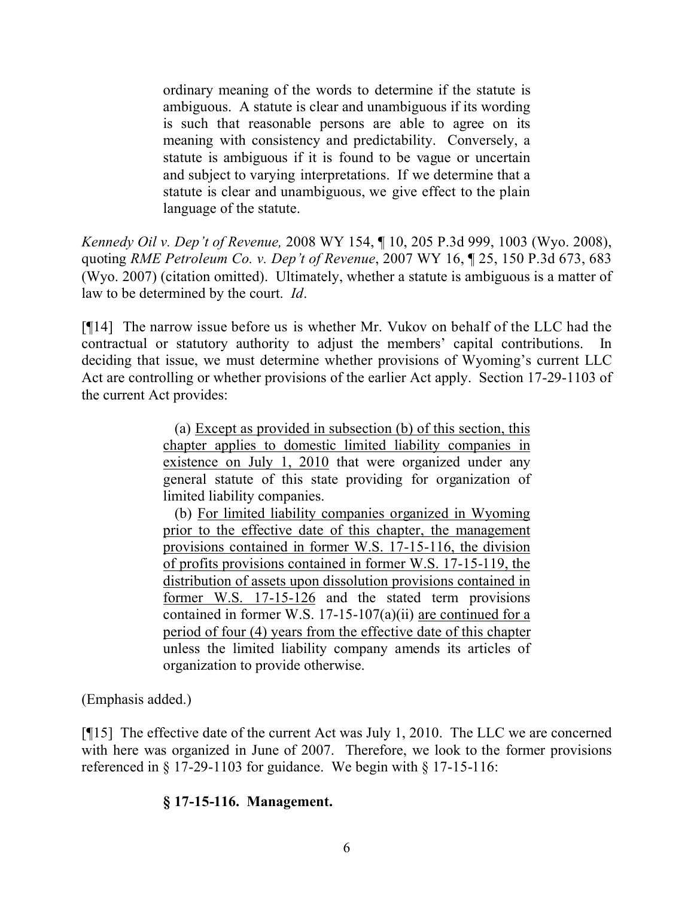> ordinary meaning of the words to determine if the statute is ambiguous. A statute is clear and unambiguous if its wording is such that reasonable persons are able to agree on its meaning with consistency and predictability. Conversely, a statute is ambiguous if it is found to be vague or uncertain and subject to varying interpretations. If we determine that a statute is clear and unambiguous, we give effect to the plain language of the statute.

*Kennedy Oil v. Dep't of Revenue,* 2008 WY 154, ¶ 10, 205 P.3d 999, 1003 (Wyo. 2008), quoting *RME Petroleum Co. v. Dep't of Revenue*, 2007 WY 16, ¶ 25, 150 P.3d 673, 683 (Wyo. 2007) (citation omitted). Ultimately, whether a statute is ambiguous is a matter of law to be determined by the court. *Id*.

[¶14] The narrow issue before us is whether Mr. Vukov on behalf of the LLC had the contractual or statutory authority to adjust the members' capital contributions. In deciding that issue, we must determine whether provisions of Wyoming's current LLC Act are controlling or whether provisions of the earlier Act apply. Section 17-29-1103 of the current Act provides:

> (a) <u>Except as provided in subsection (b) of this section, this chapter applies to domestic limited liability companies in existence on July 1, 2010</u> that were organized under any general statute of this state providing for organization of limited liability companies.
>
> (b) <u>For limited liability companies organized in Wyoming prior to the effective date of this chapter, the management provisions contained in former W.S. 17-15-116, the division of profits provisions contained in former W.S. 17-15-119, the distribution of assets upon dissolution provisions contained in former W.S. 17-15-126</u> and the stated term provisions contained in former W.S. 17-15-107(a)(ii) <u>are continued for a period of four (4) years from the effective date of this chapter</u> unless the limited liability company amends its articles of organization to provide otherwise.

(Emphasis added.)

[¶15] The effective date of the current Act was July 1, 2010. The LLC we are concerned with here was organized in June of 2007. Therefore, we look to the former provisions referenced in § 17-29-1103 for guidance. We begin with § 17-15-116:

> **§ 17-15-116. Management.**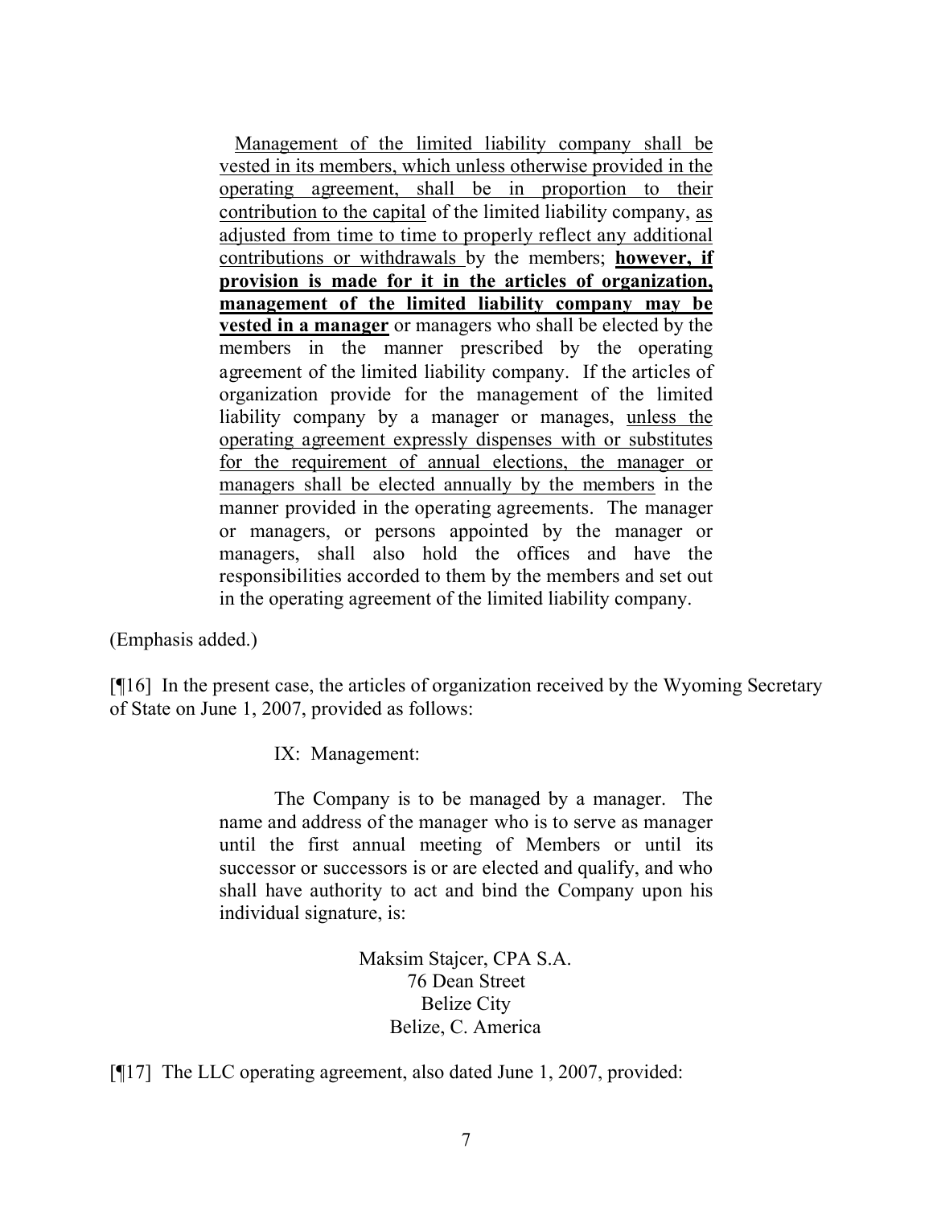> <u>Management of the limited liability company shall be vested in its members, which unless otherwise provided in the operating agreement, shall be in proportion to their contribution to the capital</u> of the limited liability company, <u>as adjusted from time to time to properly reflect any additional contributions or withdrawals</u> by the members; **<u>however, if provision is made for it in the articles of organization, management of the limited liability company may be vested in a manager</u>** or managers who shall be elected by the members in the manner prescribed by the operating agreement of the limited liability company. If the articles of organization provide for the management of the limited liability company by a manager or manages, <u>unless the operating agreement expressly dispenses with or substitutes for the requirement of annual elections, the manager or managers shall be elected annually by the members</u> in the manner provided in the operating agreements. The manager or managers, or persons appointed by the manager or managers, shall also hold the offices and have the responsibilities accorded to them by the members and set out in the operating agreement of the limited liability company.

(Emphasis added.)

[¶16] In the present case, the articles of organization received by the Wyoming Secretary of State on June 1, 2007, provided as follows:

> IX: Management:
>
> The Company is to be managed by a manager. The name and address of the manager who is to serve as manager until the first annual meeting of Members or until its successor or successors is or are elected and qualify, and who shall have authority to act and bind the Company upon his individual signature, is:
>
> Maksim Stajcer, CPA S.A.
> 76 Dean Street
> Belize City
> Belize, C. America

[¶17] The LLC operating agreement, also dated June 1, 2007, provided: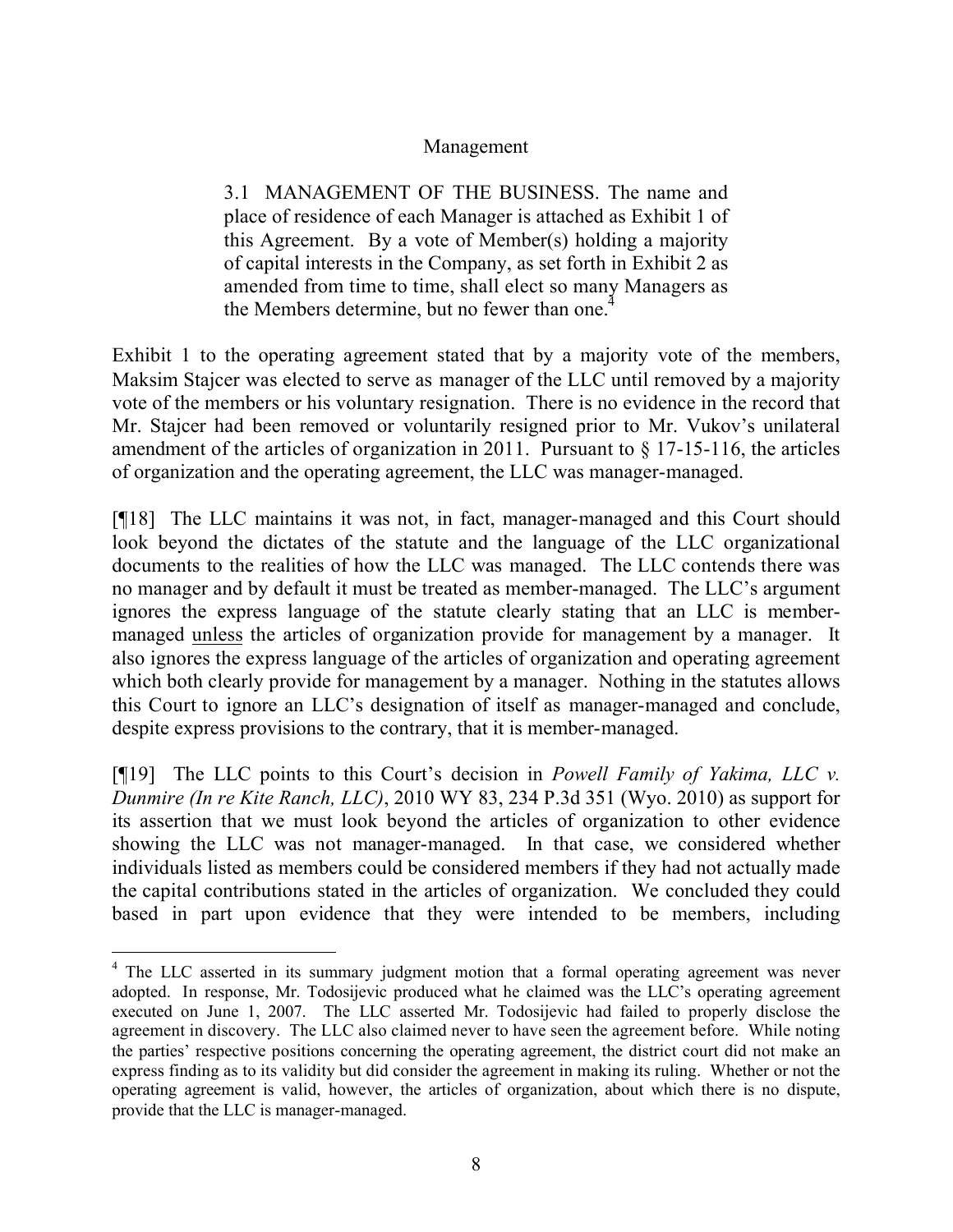Management

> 3.1 MANAGEMENT OF THE BUSINESS. The name and place of residence of each Manager is attached as Exhibit 1 of this Agreement. By a vote of Member(s) holding a majority of capital interests in the Company, as set forth in Exhibit 2 as amended from time to time, shall elect so many Managers as the Members determine, but no fewer than one.[4]

Exhibit 1 to the operating agreement stated that by a majority vote of the members, Maksim Stajcer was elected to serve as manager of the LLC until removed by a majority vote of the members or his voluntary resignation. There is no evidence in the record that Mr. Stajcer had been removed or voluntarily resigned prior to Mr. Vukov's unilateral amendment of the articles of organization in 2011. Pursuant to § 17-15-116, the articles of organization and the operating agreement, the LLC was manager-managed.

[¶18] The LLC maintains it was not, in fact, manager-managed and this Court should look beyond the dictates of the statute and the language of the LLC organizational documents to the realities of how the LLC was managed. The LLC contends there was no manager and by default it must be treated as member-managed. The LLC's argument ignores the express language of the statute clearly stating that an LLC is member-managed unless the articles of organization provide for management by a manager. It also ignores the express language of the articles of organization and operating agreement which both clearly provide for management by a manager. Nothing in the statutes allows this Court to ignore an LLC's designation of itself as manager-managed and conclude, despite express provisions to the contrary, that it is member-managed.

[¶19] The LLC points to this Court's decision in *Powell Family of Yakima, LLC v. Dunmire (In re Kite Ranch, LLC)*, 2010 WY 83, 234 P.3d 351 (Wyo. 2010) as support for its assertion that we must look beyond the articles of organization to other evidence showing the LLC was not manager-managed. In that case, we considered whether individuals listed as members could be considered members if they had not actually made the capital contributions stated in the articles of organization. We concluded they could based in part upon evidence that they were intended to be members, including

---

[4] The LLC asserted in its summary judgment motion that a formal operating agreement was never adopted. In response, Mr. Todosijevic produced what he claimed was the LLC's operating agreement executed on June 1, 2007. The LLC asserted Mr. Todosijevic had failed to properly disclose the agreement in discovery. The LLC also claimed never to have seen the agreement before. While noting the parties' respective positions concerning the operating agreement, the district court did not make an express finding as to its validity but did consider the agreement in making its ruling. Whether or not the operating agreement is valid, however, the articles of organization, about which there is no dispute, provide that the LLC is manager-managed.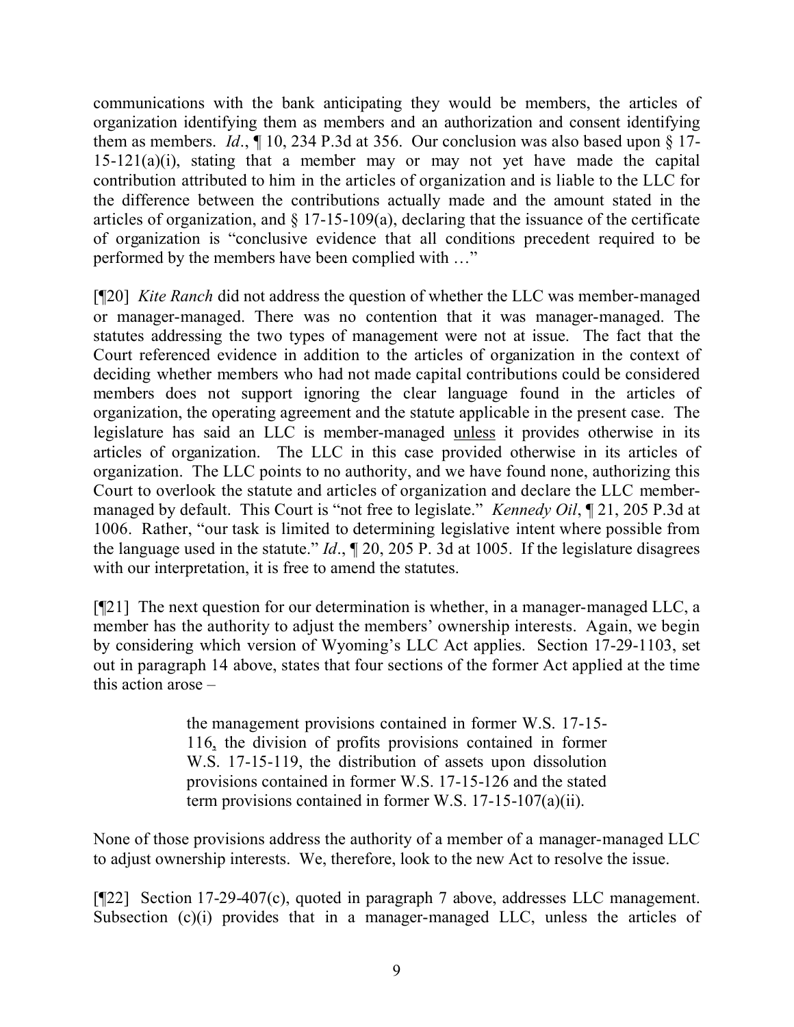communications with the bank anticipating they would be members, the articles of organization identifying them as members and an authorization and consent identifying them as members. *Id*., ¶ 10, 234 P.3d at 356. Our conclusion was also based upon § 17-15-121(a)(i), stating that a member may or may not yet have made the capital contribution attributed to him in the articles of organization and is liable to the LLC for the difference between the contributions actually made and the amount stated in the articles of organization, and § 17-15-109(a), declaring that the issuance of the certificate of organization is "conclusive evidence that all conditions precedent required to be performed by the members have been complied with …"

[¶20] *Kite Ranch* did not address the question of whether the LLC was member-managed or manager-managed. There was no contention that it was manager-managed. The statutes addressing the two types of management were not at issue. The fact that the Court referenced evidence in addition to the articles of organization in the context of deciding whether members who had not made capital contributions could be considered members does not support ignoring the clear language found in the articles of organization, the operating agreement and the statute applicable in the present case. The legislature has said an LLC is member-managed <u>unless</u> it provides otherwise in its articles of organization. The LLC in this case provided otherwise in its articles of organization. The LLC points to no authority, and we have found none, authorizing this Court to overlook the statute and articles of organization and declare the LLC member-managed by default. This Court is "not free to legislate." *Kennedy Oil*, ¶ 21, 205 P.3d at 1006. Rather, "our task is limited to determining legislative intent where possible from the language used in the statute." *Id*., ¶ 20, 205 P. 3d at 1005. If the legislature disagrees with our interpretation, it is free to amend the statutes.

[¶21] The next question for our determination is whether, in a manager-managed LLC, a member has the authority to adjust the members' ownership interests. Again, we begin by considering which version of Wyoming's LLC Act applies. Section 17-29-1103, set out in paragraph 14 above, states that four sections of the former Act applied at the time this action arose –

> the management provisions contained in former W.S. 17-15-116, the division of profits provisions contained in former W.S. 17-15-119, the distribution of assets upon dissolution provisions contained in former W.S. 17-15-126 and the stated term provisions contained in former W.S. 17-15-107(a)(ii).

None of those provisions address the authority of a member of a manager-managed LLC to adjust ownership interests. We, therefore, look to the new Act to resolve the issue.

[¶22] Section 17-29-407(c), quoted in paragraph 7 above, addresses LLC management. Subsection (c)(i) provides that in a manager-managed LLC, unless the articles of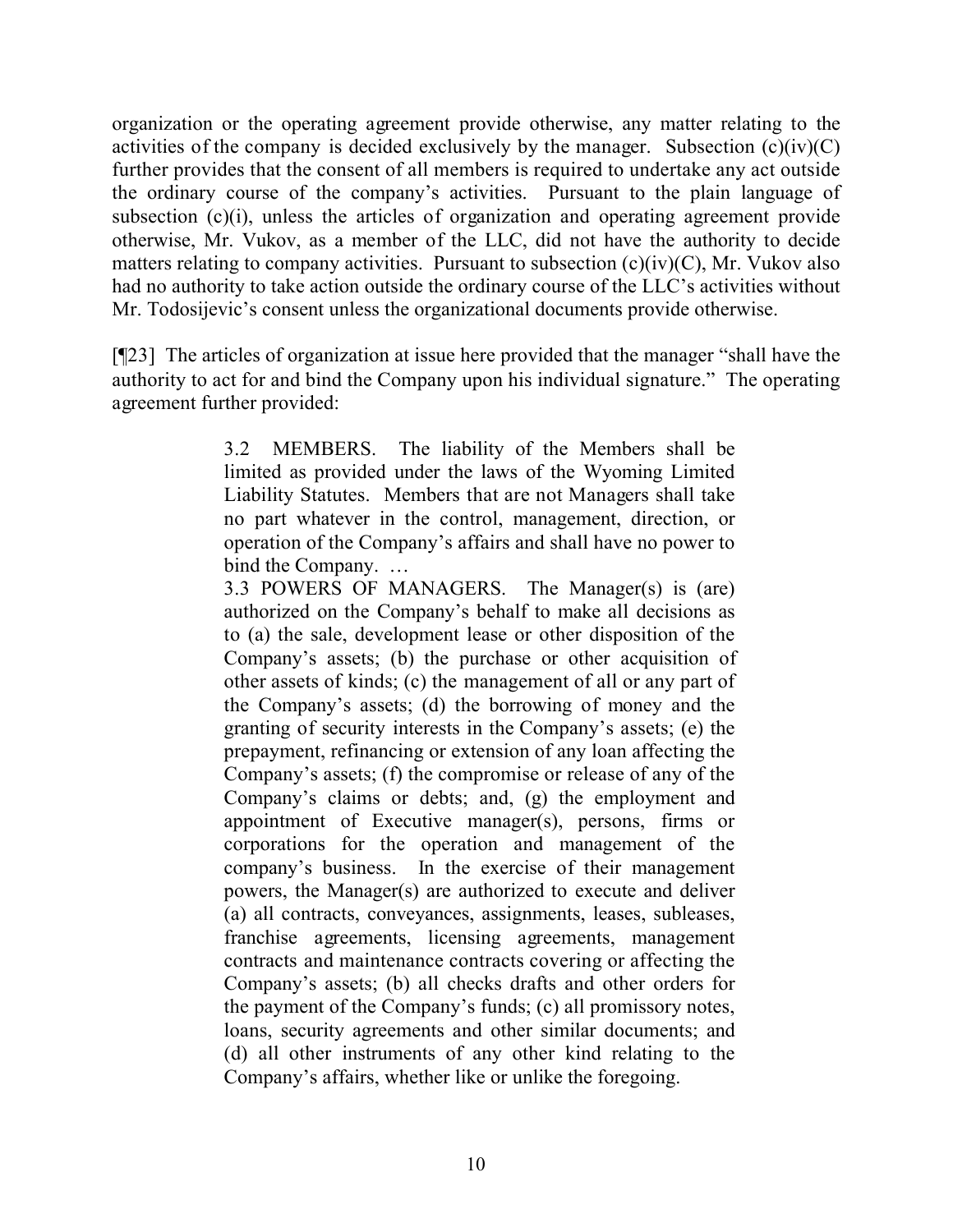organization or the operating agreement provide otherwise, any matter relating to the activities of the company is decided exclusively by the manager. Subsection (c)(iv)(C) further provides that the consent of all members is required to undertake any act outside the ordinary course of the company's activities. Pursuant to the plain language of subsection (c)(i), unless the articles of organization and operating agreement provide otherwise, Mr. Vukov, as a member of the LLC, did not have the authority to decide matters relating to company activities. Pursuant to subsection (c)(iv)(C), Mr. Vukov also had no authority to take action outside the ordinary course of the LLC's activities without Mr. Todosijevic's consent unless the organizational documents provide otherwise.

[¶23] The articles of organization at issue here provided that the manager "shall have the authority to act for and bind the Company upon his individual signature." The operating agreement further provided:

> 3.2 MEMBERS. The liability of the Members shall be limited as provided under the laws of the Wyoming Limited Liability Statutes. Members that are not Managers shall take no part whatever in the control, management, direction, or operation of the Company's affairs and shall have no power to bind the Company. …
>
> 3.3 POWERS OF MANAGERS. The Manager(s) is (are) authorized on the Company's behalf to make all decisions as to (a) the sale, development lease or other disposition of the Company's assets; (b) the purchase or other acquisition of other assets of kinds; (c) the management of all or any part of the Company's assets; (d) the borrowing of money and the granting of security interests in the Company's assets; (e) the prepayment, refinancing or extension of any loan affecting the Company's assets; (f) the compromise or release of any of the Company's claims or debts; and, (g) the employment and appointment of Executive manager(s), persons, firms or corporations for the operation and management of the company's business. In the exercise of their management powers, the Manager(s) are authorized to execute and deliver (a) all contracts, conveyances, assignments, leases, subleases, franchise agreements, licensing agreements, management contracts and maintenance contracts covering or affecting the Company's assets; (b) all checks drafts and other orders for the payment of the Company's funds; (c) all promissory notes, loans, security agreements and other similar documents; and (d) all other instruments of any other kind relating to the Company's affairs, whether like or unlike the foregoing.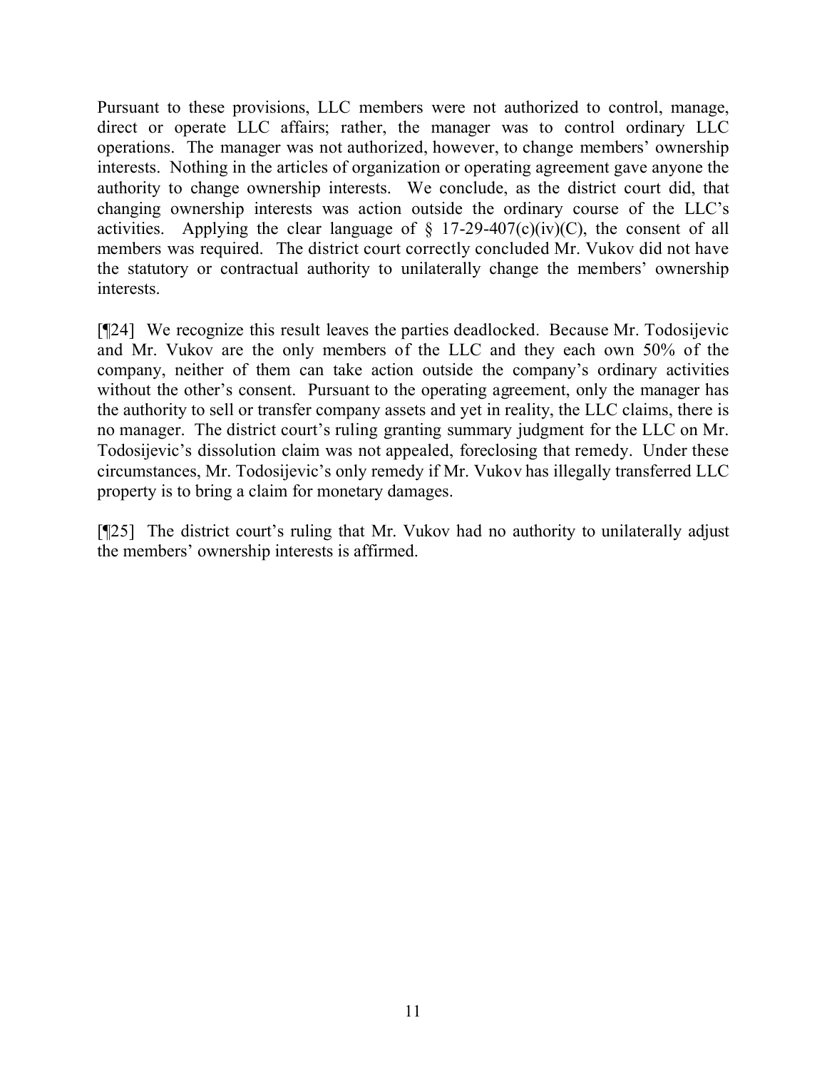Pursuant to these provisions, LLC members were not authorized to control, manage, direct or operate LLC affairs; rather, the manager was to control ordinary LLC operations. The manager was not authorized, however, to change members' ownership interests. Nothing in the articles of organization or operating agreement gave anyone the authority to change ownership interests. We conclude, as the district court did, that changing ownership interests was action outside the ordinary course of the LLC's activities. Applying the clear language of § 17-29-407(c)(iv)(C), the consent of all members was required. The district court correctly concluded Mr. Vukov did not have the statutory or contractual authority to unilaterally change the members' ownership interests.

[¶24] We recognize this result leaves the parties deadlocked. Because Mr. Todosijevic and Mr. Vukov are the only members of the LLC and they each own 50% of the company, neither of them can take action outside the company's ordinary activities without the other's consent. Pursuant to the operating agreement, only the manager has the authority to sell or transfer company assets and yet in reality, the LLC claims, there is no manager. The district court's ruling granting summary judgment for the LLC on Mr. Todosijevic's dissolution claim was not appealed, foreclosing that remedy. Under these circumstances, Mr. Todosijevic's only remedy if Mr. Vukov has illegally transferred LLC property is to bring a claim for monetary damages.

[¶25] The district court's ruling that Mr. Vukov had no authority to unilaterally adjust the members' ownership interests is affirmed.